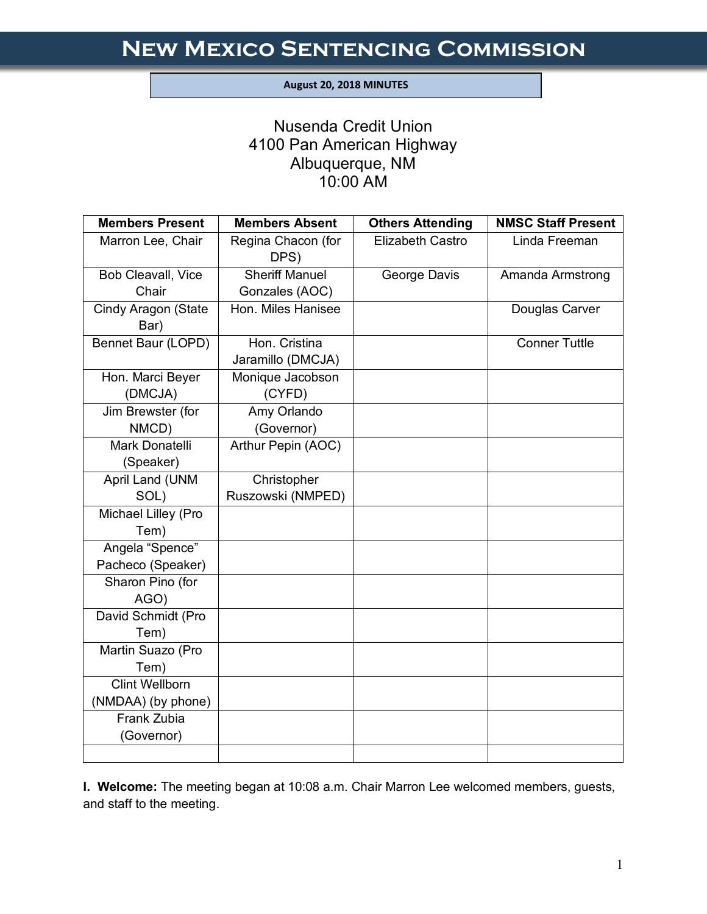# New Mexico Sentencing Commission

**August 20, 2018 MINUTES**

Nusenda Credit Union
4100 Pan American Highway
Albuquerque, NM
10:00 AM

| Members Present | Members Absent | Others Attending | NMSC Staff Present |
|---|---|---|---|
| Marron Lee, Chair | Regina Chacon (for DPS) | Elizabeth Castro | Linda Freeman |
| Bob Cleavall, Vice Chair | Sheriff Manuel Gonzales (AOC) | George Davis | Amanda Armstrong |
| Cindy Aragon (State Bar) | Hon. Miles Hanisee | | Douglas Carver |
| Bennet Baur (LOPD) | Hon. Cristina Jaramillo (DMCJA) | | Conner Tuttle |
| Hon. Marci Beyer (DMCJA) | Monique Jacobson (CYFD) | | |
| Jim Brewster (for NMCD) | Amy Orlando (Governor) | | |
| Mark Donatelli (Speaker) | Arthur Pepin (AOC) | | |
| April Land (UNM SOL) | Christopher Ruszowski (NMPED) | | |
| Michael Lilley (Pro Tem) | | | |
| Angela "Spence" Pacheco (Speaker) | | | |
| Sharon Pino (for AGO) | | | |
| David Schmidt (Pro Tem) | | | |
| Martin Suazo (Pro Tem) | | | |
| Clint Wellborn (NMDAA) (by phone) | | | |
| Frank Zubia (Governor) | | | |
| | | | |

**I. Welcome:** The meeting began at 10:08 a.m. Chair Marron Lee welcomed members, guests, and staff to the meeting.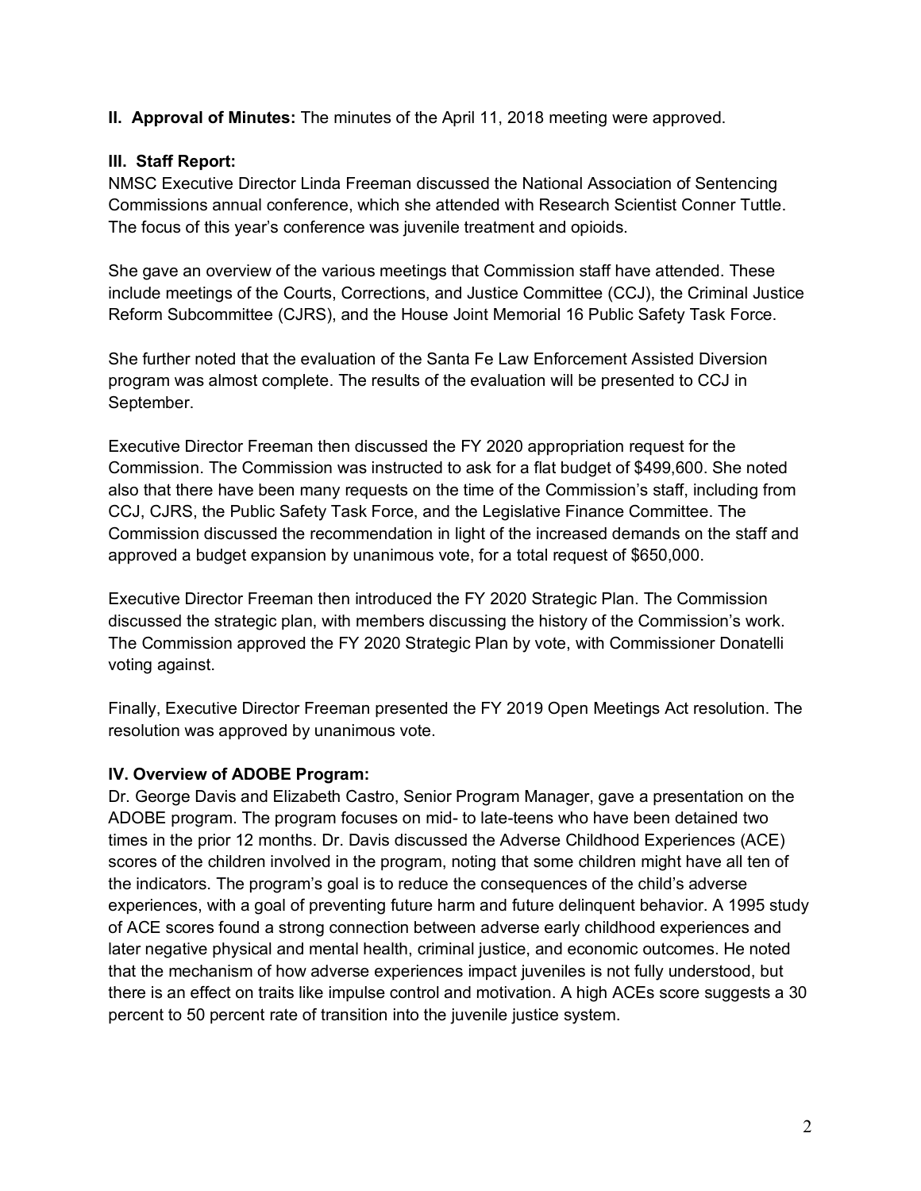**II. Approval of Minutes:** The minutes of the April 11, 2018 meeting were approved.

**III. Staff Report:**

NMSC Executive Director Linda Freeman discussed the National Association of Sentencing Commissions annual conference, which she attended with Research Scientist Conner Tuttle. The focus of this year's conference was juvenile treatment and opioids.

She gave an overview of the various meetings that Commission staff have attended. These include meetings of the Courts, Corrections, and Justice Committee (CCJ), the Criminal Justice Reform Subcommittee (CJRS), and the House Joint Memorial 16 Public Safety Task Force.

She further noted that the evaluation of the Santa Fe Law Enforcement Assisted Diversion program was almost complete. The results of the evaluation will be presented to CCJ in September.

Executive Director Freeman then discussed the FY 2020 appropriation request for the Commission. The Commission was instructed to ask for a flat budget of $499,600. She noted also that there have been many requests on the time of the Commission's staff, including from CCJ, CJRS, the Public Safety Task Force, and the Legislative Finance Committee. The Commission discussed the recommendation in light of the increased demands on the staff and approved a budget expansion by unanimous vote, for a total request of $650,000.

Executive Director Freeman then introduced the FY 2020 Strategic Plan. The Commission discussed the strategic plan, with members discussing the history of the Commission's work. The Commission approved the FY 2020 Strategic Plan by vote, with Commissioner Donatelli voting against.

Finally, Executive Director Freeman presented the FY 2019 Open Meetings Act resolution. The resolution was approved by unanimous vote.

**IV. Overview of ADOBE Program:**

Dr. George Davis and Elizabeth Castro, Senior Program Manager, gave a presentation on the ADOBE program. The program focuses on mid- to late-teens who have been detained two times in the prior 12 months. Dr. Davis discussed the Adverse Childhood Experiences (ACE) scores of the children involved in the program, noting that some children might have all ten of the indicators. The program's goal is to reduce the consequences of the child's adverse experiences, with a goal of preventing future harm and future delinquent behavior. A 1995 study of ACE scores found a strong connection between adverse early childhood experiences and later negative physical and mental health, criminal justice, and economic outcomes. He noted that the mechanism of how adverse experiences impact juveniles is not fully understood, but there is an effect on traits like impulse control and motivation. A high ACEs score suggests a 30 percent to 50 percent rate of transition into the juvenile justice system.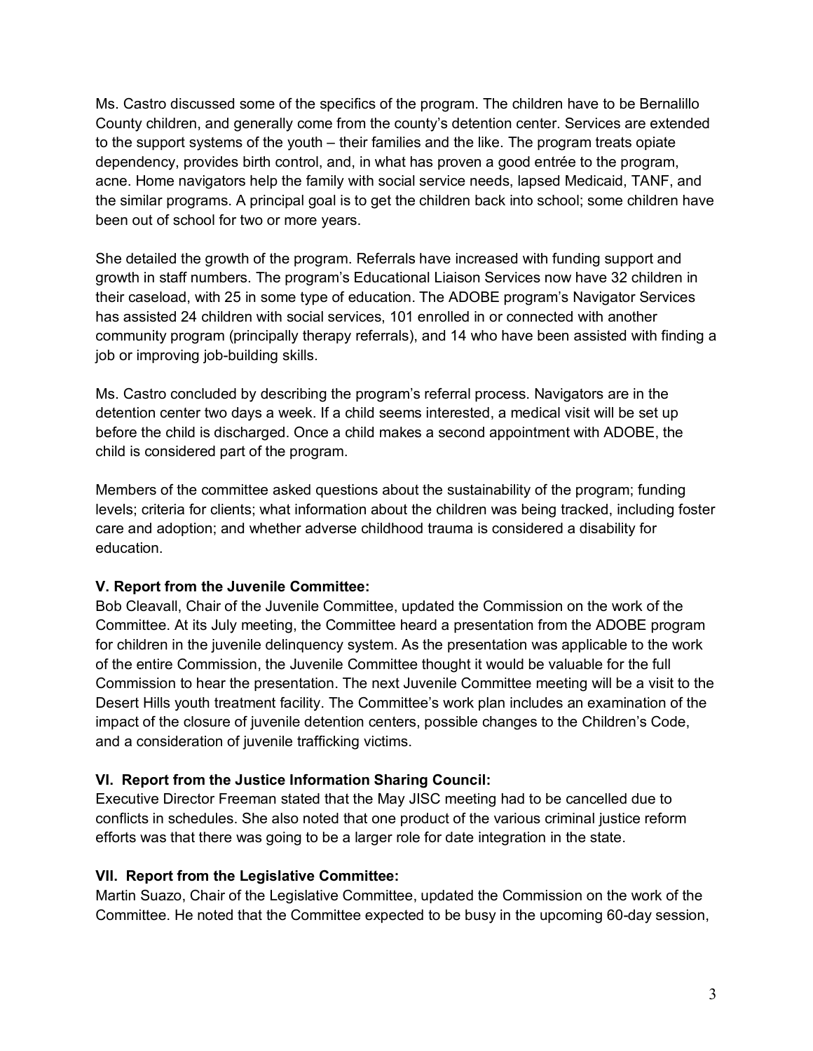Ms. Castro discussed some of the specifics of the program. The children have to be Bernalillo County children, and generally come from the county's detention center. Services are extended to the support systems of the youth – their families and the like. The program treats opiate dependency, provides birth control, and, in what has proven a good entrée to the program, acne. Home navigators help the family with social service needs, lapsed Medicaid, TANF, and the similar programs. A principal goal is to get the children back into school; some children have been out of school for two or more years.

She detailed the growth of the program. Referrals have increased with funding support and growth in staff numbers. The program's Educational Liaison Services now have 32 children in their caseload, with 25 in some type of education. The ADOBE program's Navigator Services has assisted 24 children with social services, 101 enrolled in or connected with another community program (principally therapy referrals), and 14 who have been assisted with finding a job or improving job-building skills.

Ms. Castro concluded by describing the program's referral process. Navigators are in the detention center two days a week. If a child seems interested, a medical visit will be set up before the child is discharged. Once a child makes a second appointment with ADOBE, the child is considered part of the program.

Members of the committee asked questions about the sustainability of the program; funding levels; criteria for clients; what information about the children was being tracked, including foster care and adoption; and whether adverse childhood trauma is considered a disability for education.

**V. Report from the Juvenile Committee:**
Bob Cleavall, Chair of the Juvenile Committee, updated the Commission on the work of the Committee. At its July meeting, the Committee heard a presentation from the ADOBE program for children in the juvenile delinquency system. As the presentation was applicable to the work of the entire Commission, the Juvenile Committee thought it would be valuable for the full Commission to hear the presentation. The next Juvenile Committee meeting will be a visit to the Desert Hills youth treatment facility. The Committee's work plan includes an examination of the impact of the closure of juvenile detention centers, possible changes to the Children's Code, and a consideration of juvenile trafficking victims.

**VI. Report from the Justice Information Sharing Council:**
Executive Director Freeman stated that the May JISC meeting had to be cancelled due to conflicts in schedules. She also noted that one product of the various criminal justice reform efforts was that there was going to be a larger role for date integration in the state.

**VII. Report from the Legislative Committee:**
Martin Suazo, Chair of the Legislative Committee, updated the Commission on the work of the Committee. He noted that the Committee expected to be busy in the upcoming 60-day session,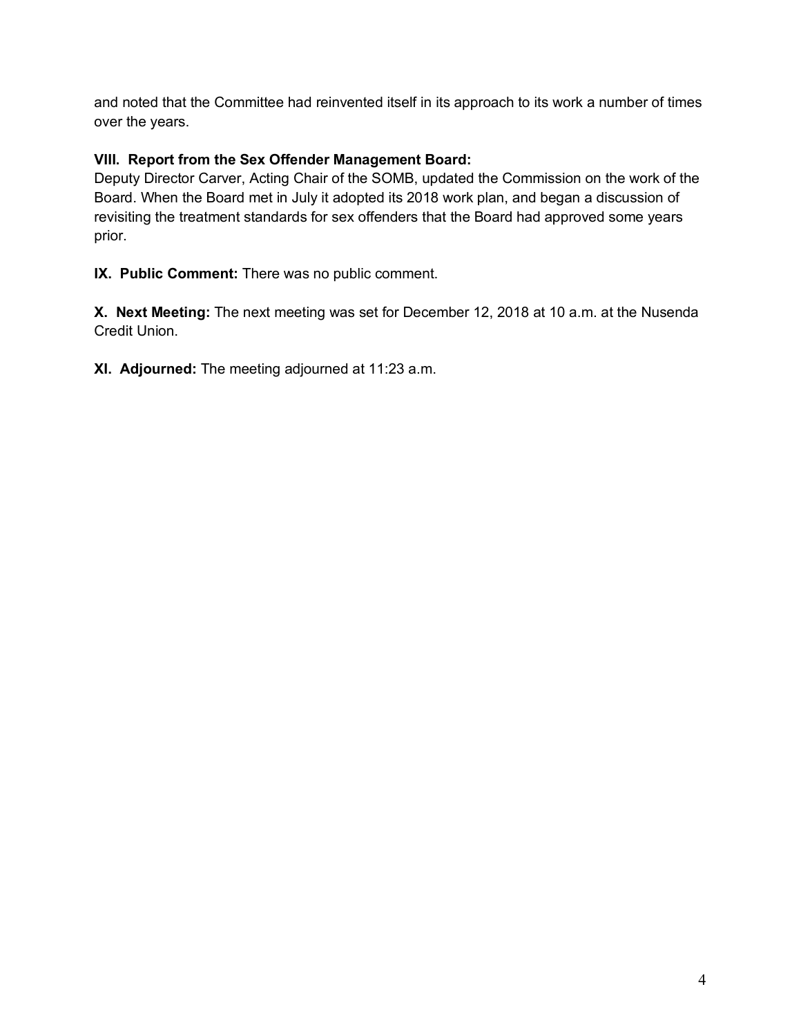and noted that the Committee had reinvented itself in its approach to its work a number of times over the years.

**VIII. Report from the Sex Offender Management Board:**
Deputy Director Carver, Acting Chair of the SOMB, updated the Commission on the work of the Board. When the Board met in July it adopted its 2018 work plan, and began a discussion of revisiting the treatment standards for sex offenders that the Board had approved some years prior.

**IX. Public Comment:** There was no public comment.

**X. Next Meeting:** The next meeting was set for December 12, 2018 at 10 a.m. at the Nusenda Credit Union.

**XI. Adjourned:** The meeting adjourned at 11:23 a.m.